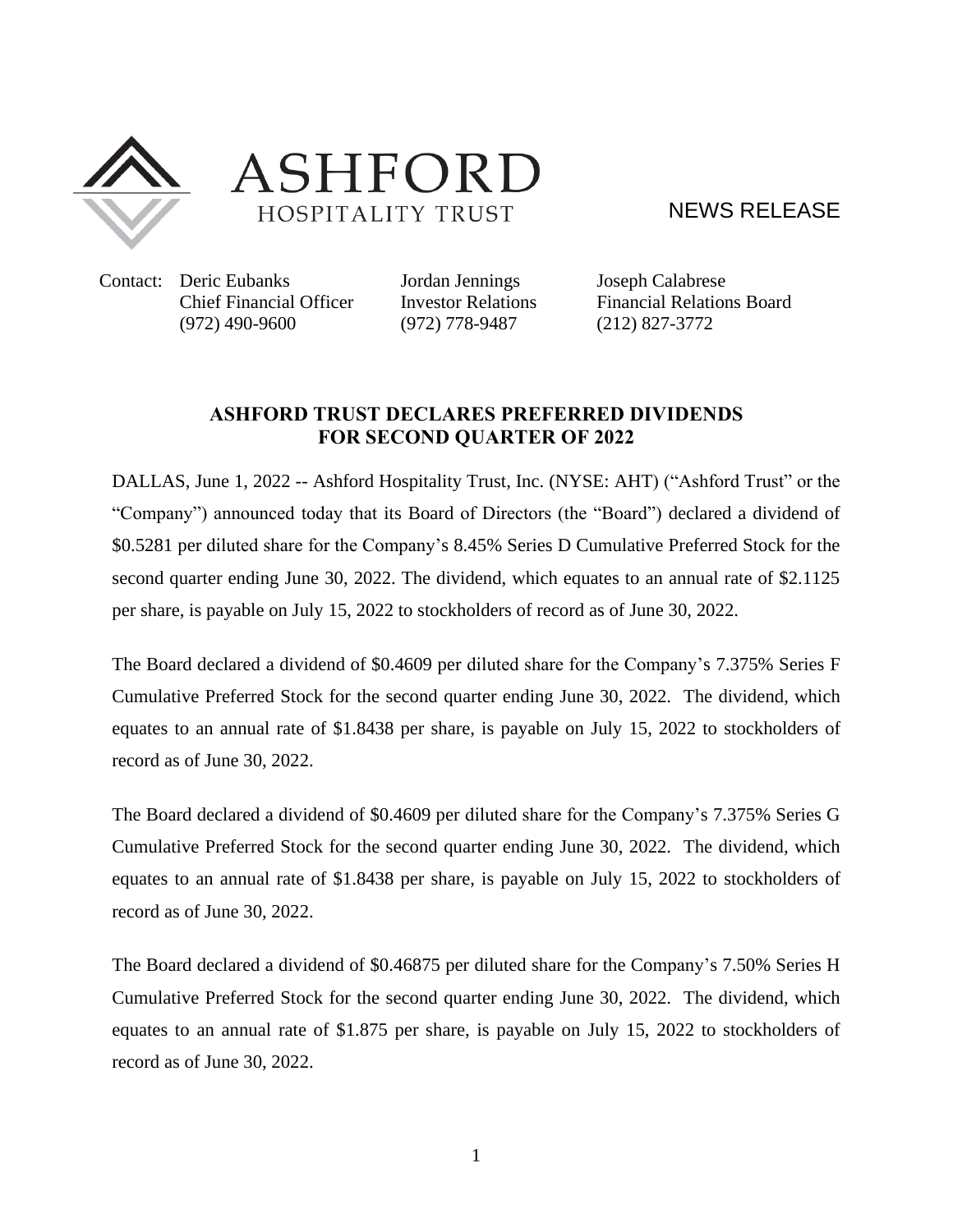ASHFORD
HOSPITALITY TRUST

NEWS RELEASE

| Contact: | Deric Eubanks | Jordan Jennings | Joseph Calabrese |
|---|---|---|---|
| | Chief Financial Officer | Investor Relations | Financial Relations Board |
| | (972) 490-9600 | (972) 778-9487 | (212) 827-3772 |

## ASHFORD TRUST DECLARES PREFERRED DIVIDENDS FOR SECOND QUARTER OF 2022

DALLAS, June 1, 2022 -- Ashford Hospitality Trust, Inc. (NYSE: AHT) ("Ashford Trust" or the "Company") announced today that its Board of Directors (the "Board") declared a dividend of \$0.5281 per diluted share for the Company's 8.45% Series D Cumulative Preferred Stock for the second quarter ending June 30, 2022. The dividend, which equates to an annual rate of \$2.1125 per share, is payable on July 15, 2022 to stockholders of record as of June 30, 2022.

The Board declared a dividend of \$0.4609 per diluted share for the Company's 7.375% Series F Cumulative Preferred Stock for the second quarter ending June 30, 2022. The dividend, which equates to an annual rate of \$1.8438 per share, is payable on July 15, 2022 to stockholders of record as of June 30, 2022.

The Board declared a dividend of \$0.4609 per diluted share for the Company's 7.375% Series G Cumulative Preferred Stock for the second quarter ending June 30, 2022. The dividend, which equates to an annual rate of \$1.8438 per share, is payable on July 15, 2022 to stockholders of record as of June 30, 2022.

The Board declared a dividend of \$0.46875 per diluted share for the Company's 7.50% Series H Cumulative Preferred Stock for the second quarter ending June 30, 2022. The dividend, which equates to an annual rate of \$1.875 per share, is payable on July 15, 2022 to stockholders of record as of June 30, 2022.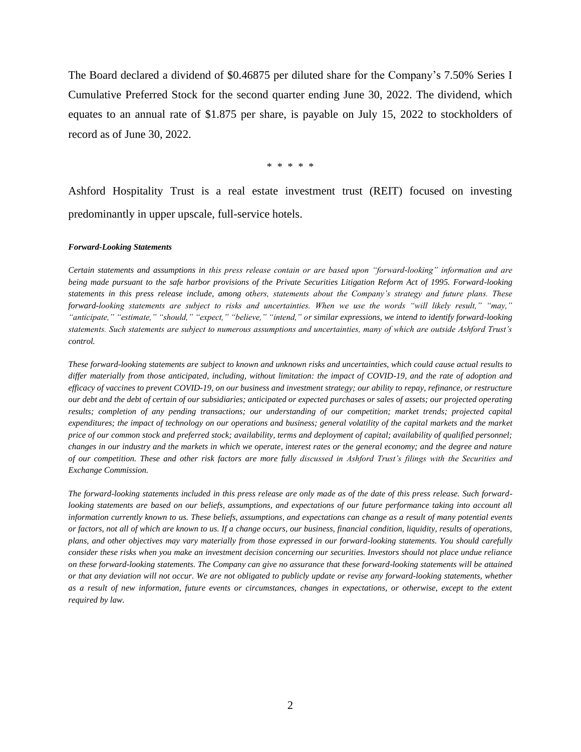The Board declared a dividend of $0.46875 per diluted share for the Company's 7.50% Series I Cumulative Preferred Stock for the second quarter ending June 30, 2022. The dividend, which equates to an annual rate of $1.875 per share, is payable on July 15, 2022 to stockholders of record as of June 30, 2022.

\* \* \* \* \*

Ashford Hospitality Trust is a real estate investment trust (REIT) focused on investing predominantly in upper upscale, full-service hotels.

***Forward-Looking Statements***

*Certain statements and assumptions in this press release contain or are based upon "forward-looking" information and are being made pursuant to the safe harbor provisions of the Private Securities Litigation Reform Act of 1995. Forward-looking statements in this press release include, among others, statements about the Company's strategy and future plans. These forward-looking statements are subject to risks and uncertainties. When we use the words "will likely result," "may," "anticipate," "estimate," "should," "expect," "believe," "intend," or similar expressions, we intend to identify forward-looking statements. Such statements are subject to numerous assumptions and uncertainties, many of which are outside Ashford Trust's control.*

*These forward-looking statements are subject to known and unknown risks and uncertainties, which could cause actual results to differ materially from those anticipated, including, without limitation: the impact of COVID-19, and the rate of adoption and efficacy of vaccines to prevent COVID-19, on our business and investment strategy; our ability to repay, refinance, or restructure our debt and the debt of certain of our subsidiaries; anticipated or expected purchases or sales of assets; our projected operating results; completion of any pending transactions; our understanding of our competition; market trends; projected capital expenditures; the impact of technology on our operations and business; general volatility of the capital markets and the market price of our common stock and preferred stock; availability, terms and deployment of capital; availability of qualified personnel; changes in our industry and the markets in which we operate, interest rates or the general economy; and the degree and nature of our competition. These and other risk factors are more fully discussed in Ashford Trust's filings with the Securities and Exchange Commission.*

*The forward-looking statements included in this press release are only made as of the date of this press release. Such forward-looking statements are based on our beliefs, assumptions, and expectations of our future performance taking into account all information currently known to us. These beliefs, assumptions, and expectations can change as a result of many potential events or factors, not all of which are known to us. If a change occurs, our business, financial condition, liquidity, results of operations, plans, and other objectives may vary materially from those expressed in our forward-looking statements. You should carefully consider these risks when you make an investment decision concerning our securities. Investors should not place undue reliance on these forward-looking statements. The Company can give no assurance that these forward-looking statements will be attained or that any deviation will not occur. We are not obligated to publicly update or revise any forward-looking statements, whether as a result of new information, future events or circumstances, changes in expectations, or otherwise, except to the extent required by law.*